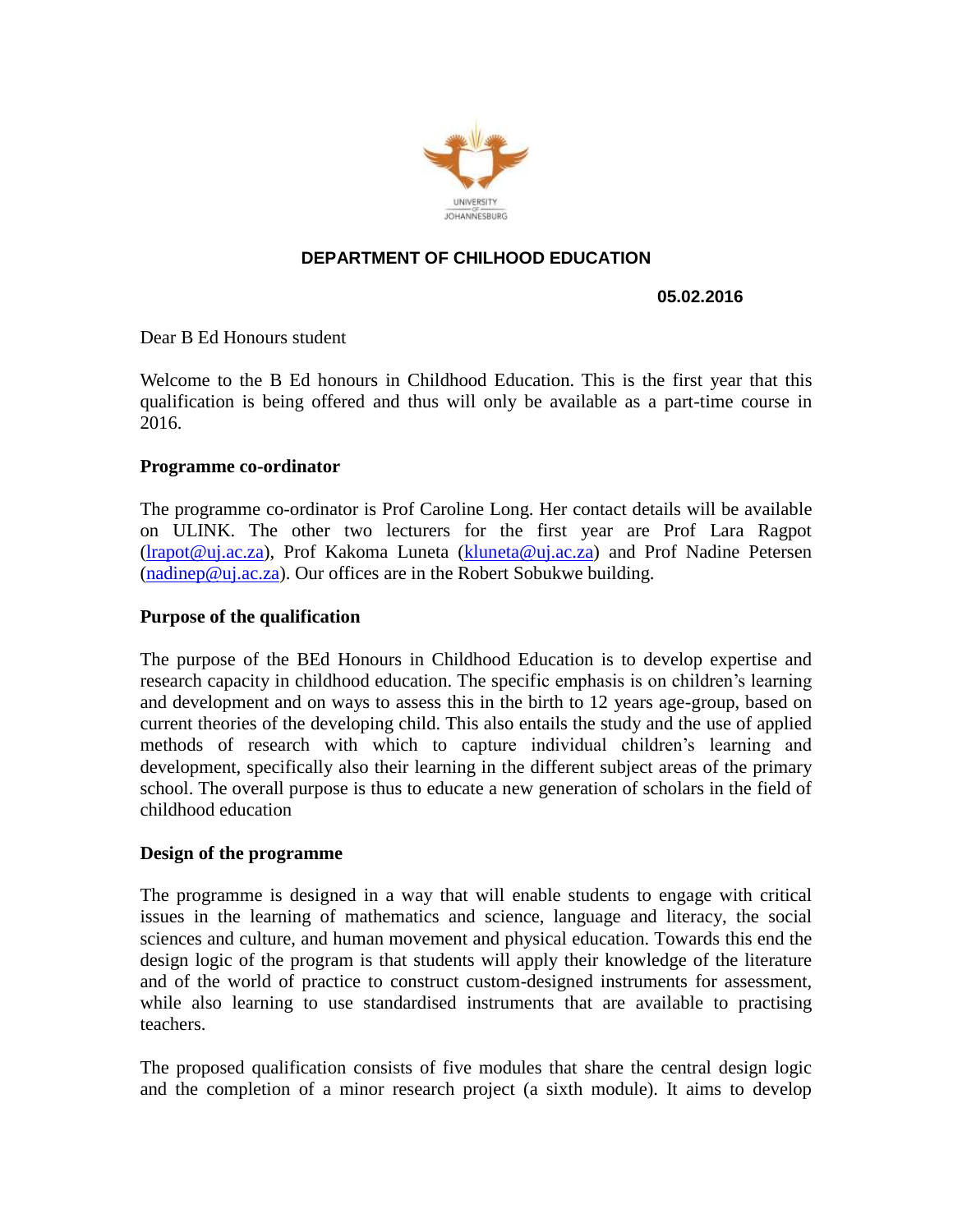UNIVERSITY OF JOHANNESBURG

**DEPARTMENT OF CHILHOOD EDUCATION**

**05.02.2016**

Dear B Ed Honours student

Welcome to the B Ed honours in Childhood Education. This is the first year that this qualification is being offered and thus will only be available as a part-time course in 2016.

**Programme co-ordinator**

The programme co-ordinator is Prof Caroline Long. Her contact details will be available on ULINK. The other two lecturers for the first year are Prof Lara Ragpot (lrapot@uj.ac.za), Prof Kakoma Luneta (kluneta@uj.ac.za) and Prof Nadine Petersen (nadinep@uj.ac.za). Our offices are in the Robert Sobukwe building.

**Purpose of the qualification**

The purpose of the BEd Honours in Childhood Education is to develop expertise and research capacity in childhood education. The specific emphasis is on children's learning and development and on ways to assess this in the birth to 12 years age-group, based on current theories of the developing child. This also entails the study and the use of applied methods of research with which to capture individual children's learning and development, specifically also their learning in the different subject areas of the primary school. The overall purpose is thus to educate a new generation of scholars in the field of childhood education

**Design of the programme**

The programme is designed in a way that will enable students to engage with critical issues in the learning of mathematics and science, language and literacy, the social sciences and culture, and human movement and physical education. Towards this end the design logic of the program is that students will apply their knowledge of the literature and of the world of practice to construct custom-designed instruments for assessment, while also learning to use standardised instruments that are available to practising teachers.

The proposed qualification consists of five modules that share the central design logic and the completion of a minor research project (a sixth module). It aims to develop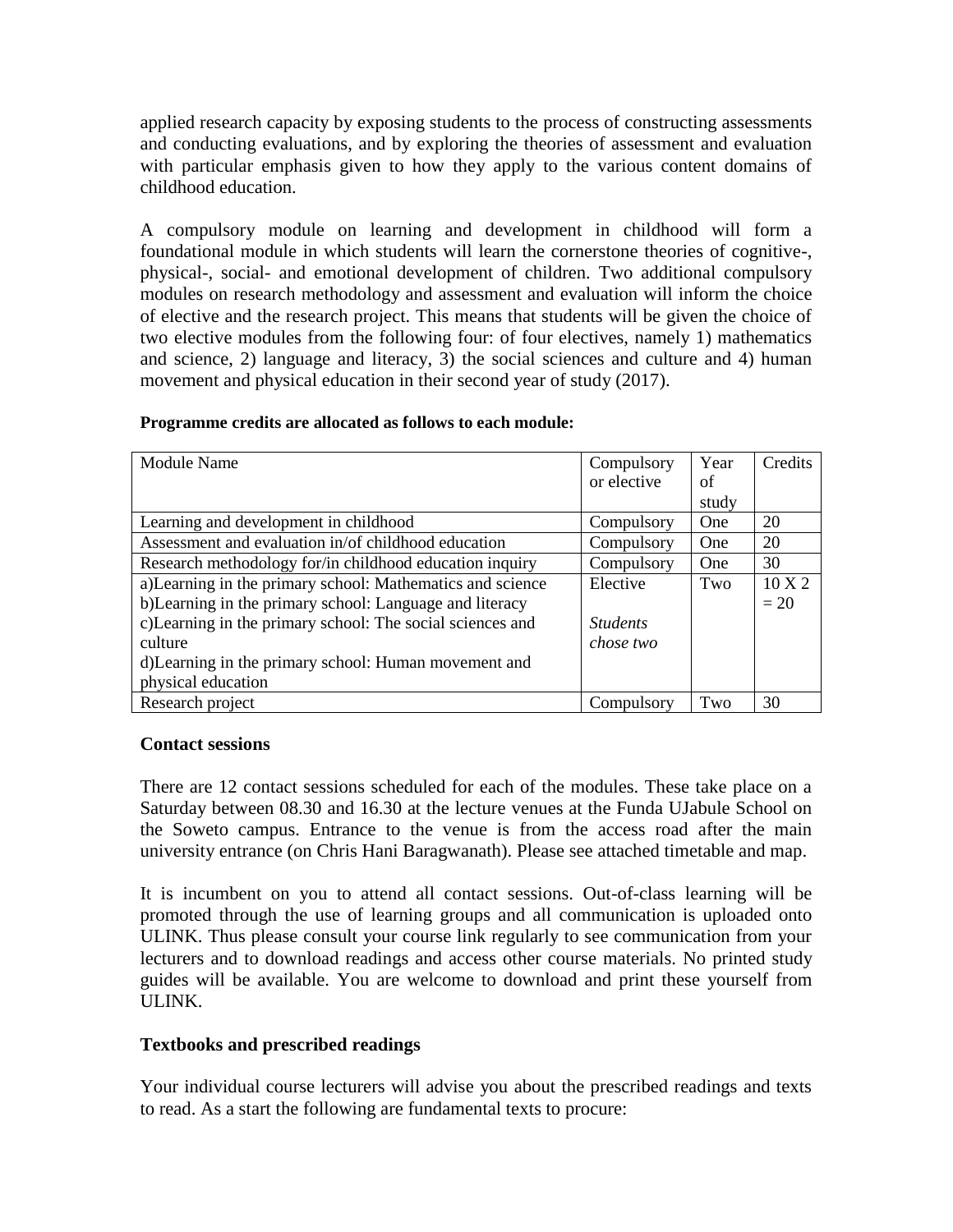applied research capacity by exposing students to the process of constructing assessments and conducting evaluations, and by exploring the theories of assessment and evaluation with particular emphasis given to how they apply to the various content domains of childhood education.

A compulsory module on learning and development in childhood will form a foundational module in which students will learn the cornerstone theories of cognitive-, physical-, social- and emotional development of children. Two additional compulsory modules on research methodology and assessment and evaluation will inform the choice of elective and the research project. This means that students will be given the choice of two elective modules from the following four: of four electives, namely 1) mathematics and science, 2) language and literacy, 3) the social sciences and culture and 4) human movement and physical education in their second year of study (2017).

**Programme credits are allocated as follows to each module:**

| Module Name | Compulsory or elective | Year of study | Credits |
|---|---|---|---|
| Learning and development in childhood | Compulsory | One | 20 |
| Assessment and evaluation in/of childhood education | Compulsory | One | 20 |
| Research methodology for/in childhood education inquiry | Compulsory | One | 30 |
| a)Learning in the primary school: Mathematics and science<br>b)Learning in the primary school: Language and literacy<br>c)Learning in the primary school: The social sciences and culture<br>d)Learning in the primary school: Human movement and physical education | Elective<br><br>*Students chose two* | Two | 10 X 2 = 20 |
| Research project | Compulsory | Two | 30 |

**Contact sessions**

There are 12 contact sessions scheduled for each of the modules. These take place on a Saturday between 08.30 and 16.30 at the lecture venues at the Funda UJabule School on the Soweto campus. Entrance to the venue is from the access road after the main university entrance (on Chris Hani Baragwanath). Please see attached timetable and map.

It is incumbent on you to attend all contact sessions. Out-of-class learning will be promoted through the use of learning groups and all communication is uploaded onto ULINK. Thus please consult your course link regularly to see communication from your lecturers and to download readings and access other course materials. No printed study guides will be available. You are welcome to download and print these yourself from ULINK.

**Textbooks and prescribed readings**

Your individual course lecturers will advise you about the prescribed readings and texts to read. As a start the following are fundamental texts to procure: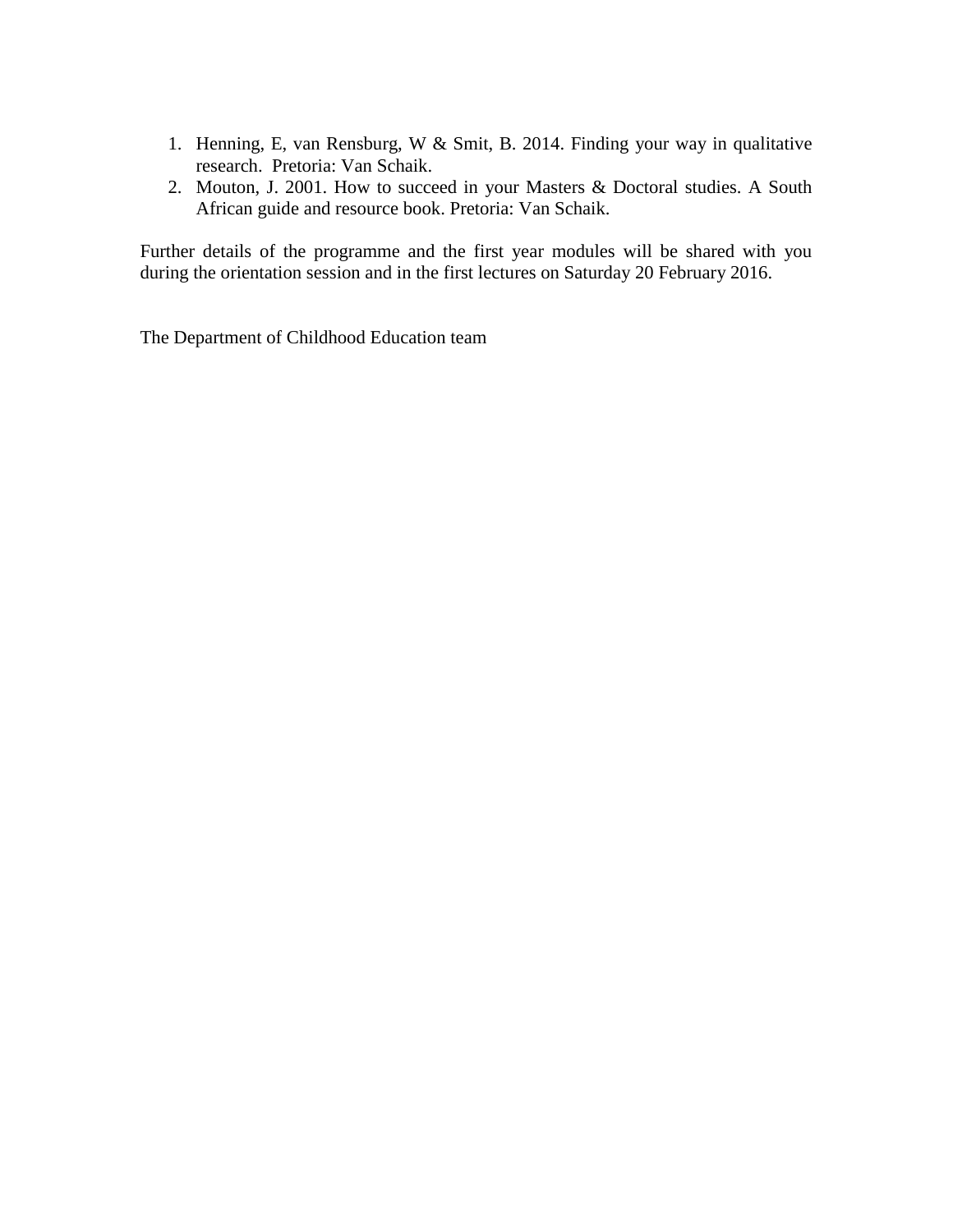1. Henning, E, van Rensburg, W & Smit, B. 2014. Finding your way in qualitative research. Pretoria: Van Schaik.
2. Mouton, J. 2001. How to succeed in your Masters & Doctoral studies. A South African guide and resource book. Pretoria: Van Schaik.

Further details of the programme and the first year modules will be shared with you during the orientation session and in the first lectures on Saturday 20 February 2016.

The Department of Childhood Education team